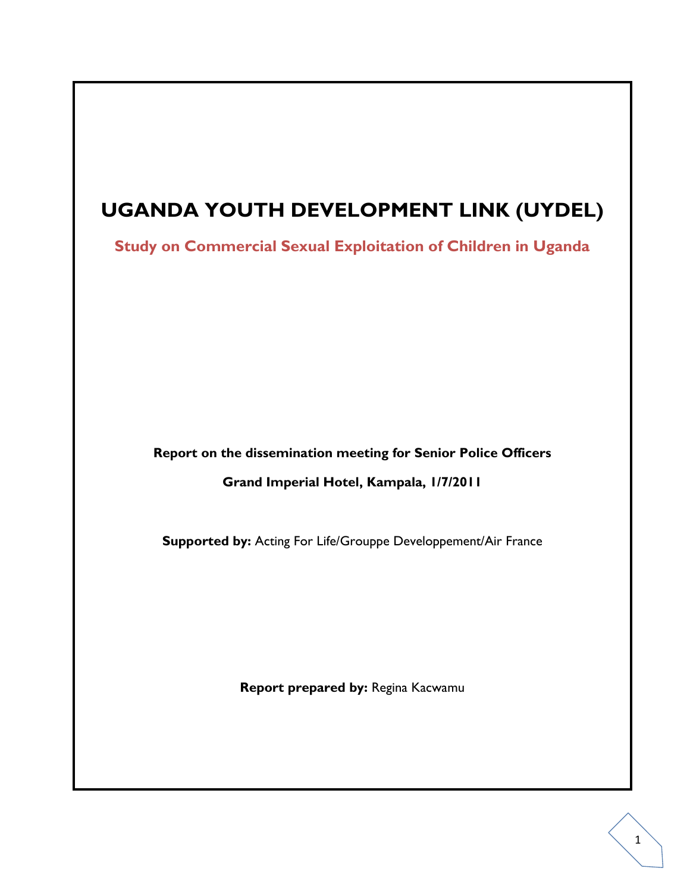# UGANDA YOUTH DEVELOPMENT LINK (UYDEL)

## Study on Commercial Sexual Exploitation of Children in Uganda

**Report on the dissemination meeting for Senior Police Officers**

**Grand Imperial Hotel, Kampala, 1/7/2011**

**Supported by:** Acting For Life/Grouppe Developpement/Air France

**Report prepared by:** Regina Kacwamu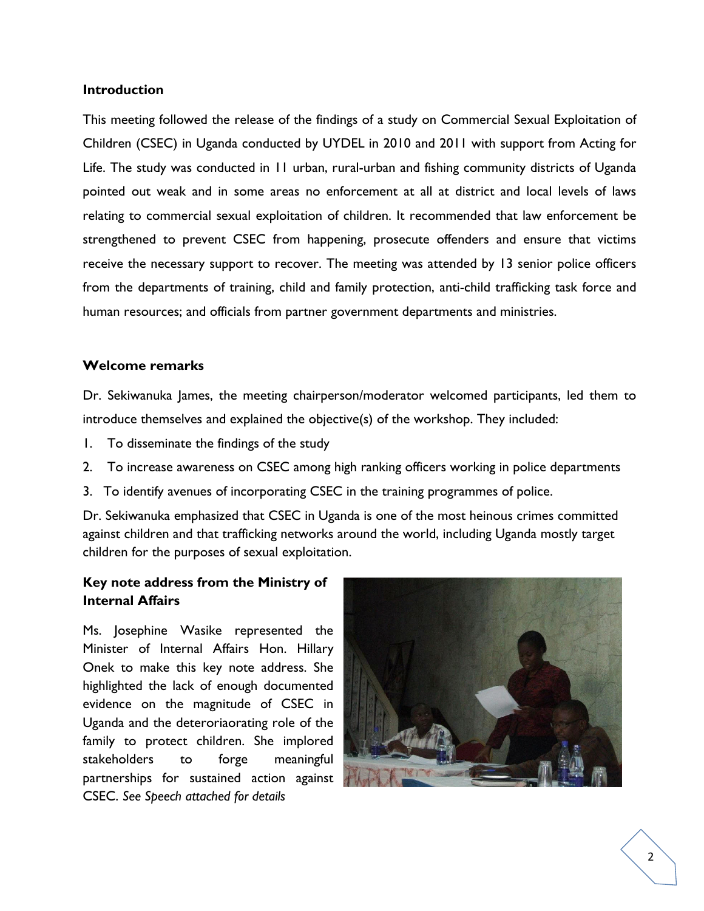### Introduction

This meeting followed the release of the findings of a study on Commercial Sexual Exploitation of Children (CSEC) in Uganda conducted by UYDEL in 2010 and 2011 with support from Acting for Life. The study was conducted in 11 urban, rural-urban and fishing community districts of Uganda pointed out weak and in some areas no enforcement at all at district and local levels of laws relating to commercial sexual exploitation of children. It recommended that law enforcement be strengthened to prevent CSEC from happening, prosecute offenders and ensure that victims receive the necessary support to recover. The meeting was attended by 13 senior police officers from the departments of training, child and family protection, anti-child trafficking task force and human resources; and officials from partner government departments and ministries.

### Welcome remarks

Dr. Sekiwanuka James, the meeting chairperson/moderator welcomed participants, led them to introduce themselves and explained the objective(s) of the workshop. They included:

1. To disseminate the findings of the study
2. To increase awareness on CSEC among high ranking officers working in police departments
3. To identify avenues of incorporating CSEC in the training programmes of police.

Dr. Sekiwanuka emphasized that CSEC in Uganda is one of the most heinous crimes committed against children and that trafficking networks around the world, including Uganda mostly target children for the purposes of sexual exploitation.

### Key note address from the Ministry of Internal Affairs

Ms. Josephine Wasike represented the Minister of Internal Affairs Hon. Hillary Onek to make this key note address. She highlighted the lack of enough documented evidence on the magnitude of CSEC in Uganda and the deteroriaorating role of the family to protect children. She implored stakeholders to forge meaningful partnerships for sustained action against CSEC. *See Speech attached for details*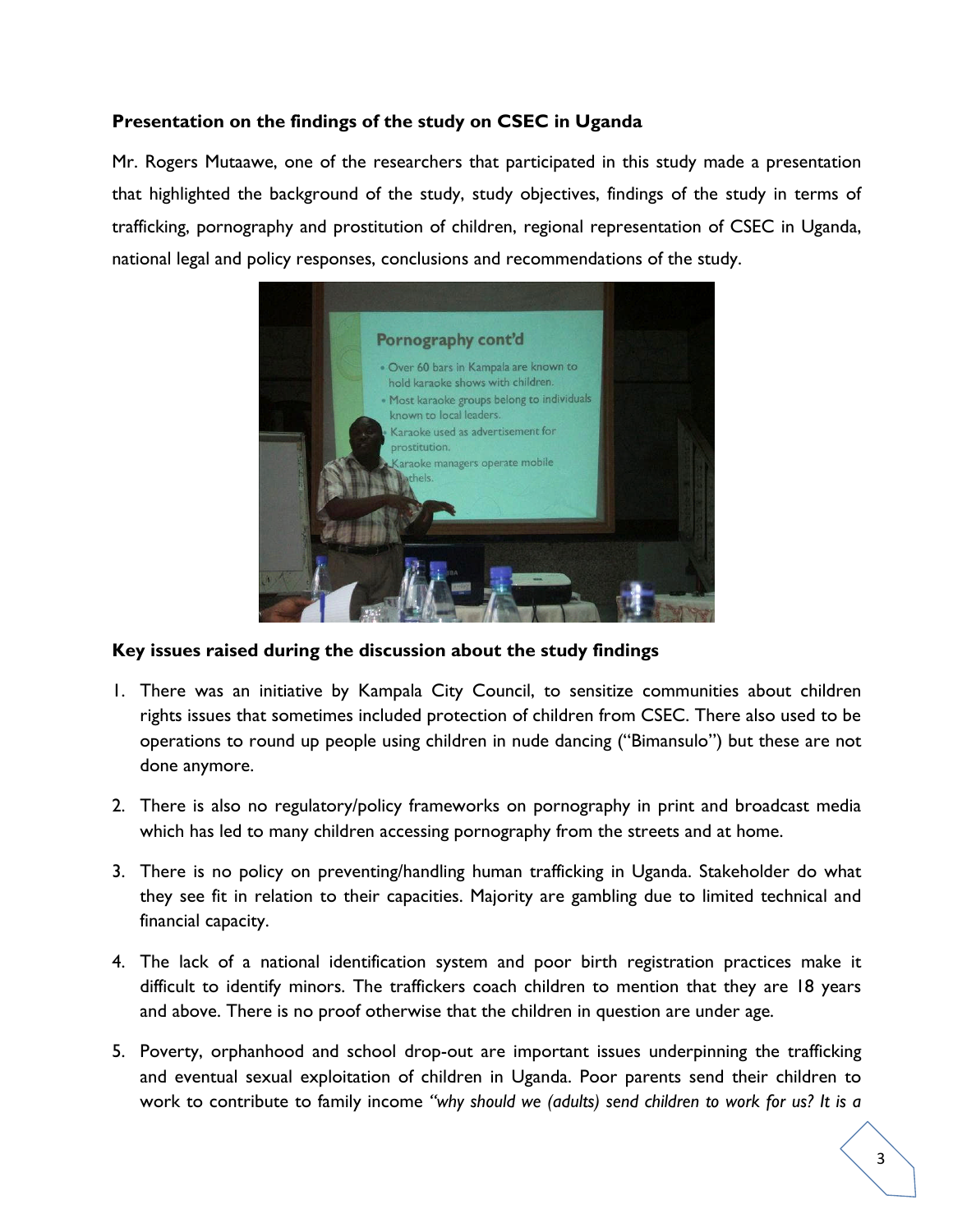**Presentation on the findings of the study on CSEC in Uganda**

Mr. Rogers Mutaawe, one of the researchers that participated in this study made a presentation that highlighted the background of the study, study objectives, findings of the study in terms of trafficking, pornography and prostitution of children, regional representation of CSEC in Uganda, national legal and policy responses, conclusions and recommendations of the study.

**Key issues raised during the discussion about the study findings**

1. There was an initiative by Kampala City Council, to sensitize communities about children rights issues that sometimes included protection of children from CSEC. There also used to be operations to round up people using children in nude dancing ("Bimansulo") but these are not done anymore.

2. There is also no regulatory/policy frameworks on pornography in print and broadcast media which has led to many children accessing pornography from the streets and at home.

3. There is no policy on preventing/handling human trafficking in Uganda. Stakeholder do what they see fit in relation to their capacities. Majority are gambling due to limited technical and financial capacity.

4. The lack of a national identification system and poor birth registration practices make it difficult to identify minors. The traffickers coach children to mention that they are 18 years and above. There is no proof otherwise that the children in question are under age.

5. Poverty, orphanhood and school drop-out are important issues underpinning the trafficking and eventual sexual exploitation of children in Uganda. Poor parents send their children to work to contribute to family income *"why should we (adults) send children to work for us? It is a*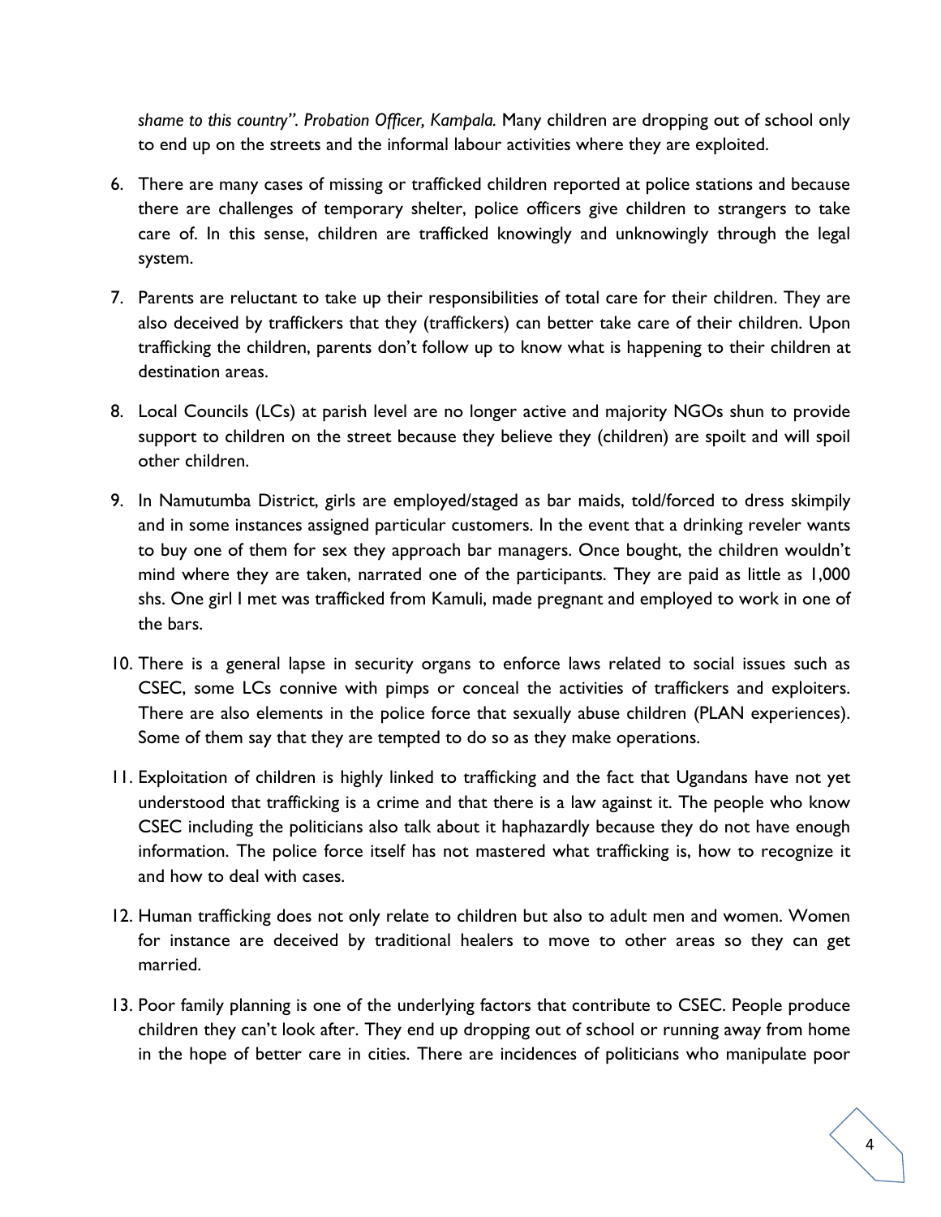*shame to this country". Probation Officer, Kampala.* Many children are dropping out of school only to end up on the streets and the informal labour activities where they are exploited.

6. There are many cases of missing or trafficked children reported at police stations and because there are challenges of temporary shelter, police officers give children to strangers to take care of. In this sense, children are trafficked knowingly and unknowingly through the legal system.

7. Parents are reluctant to take up their responsibilities of total care for their children. They are also deceived by traffickers that they (traffickers) can better take care of their children. Upon trafficking the children, parents don't follow up to know what is happening to their children at destination areas.

8. Local Councils (LCs) at parish level are no longer active and majority NGOs shun to provide support to children on the street because they believe they (children) are spoilt and will spoil other children.

9. In Namutumba District, girls are employed/staged as bar maids, told/forced to dress skimpily and in some instances assigned particular customers. In the event that a drinking reveler wants to buy one of them for sex they approach bar managers. Once bought, the children wouldn't mind where they are taken, narrated one of the participants. They are paid as little as 1,000 shs. One girl I met was trafficked from Kamuli, made pregnant and employed to work in one of the bars.

10. There is a general lapse in security organs to enforce laws related to social issues such as CSEC, some LCs connive with pimps or conceal the activities of traffickers and exploiters. There are also elements in the police force that sexually abuse children (PLAN experiences). Some of them say that they are tempted to do so as they make operations.

11. Exploitation of children is highly linked to trafficking and the fact that Ugandans have not yet understood that trafficking is a crime and that there is a law against it. The people who know CSEC including the politicians also talk about it haphazardly because they do not have enough information. The police force itself has not mastered what trafficking is, how to recognize it and how to deal with cases.

12. Human trafficking does not only relate to children but also to adult men and women. Women for instance are deceived by traditional healers to move to other areas so they can get married.

13. Poor family planning is one of the underlying factors that contribute to CSEC. People produce children they can't look after. They end up dropping out of school or running away from home in the hope of better care in cities. There are incidences of politicians who manipulate poor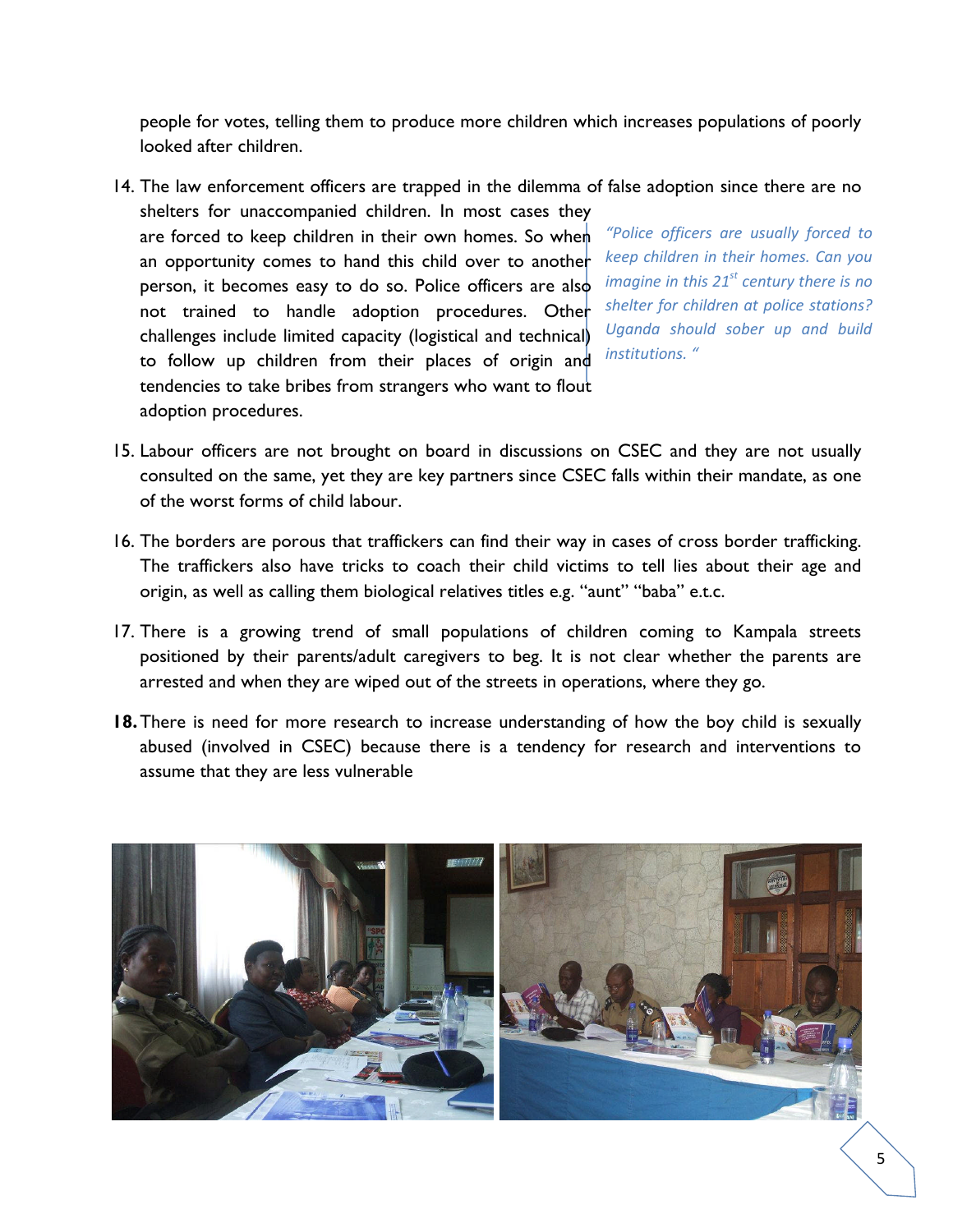people for votes, telling them to produce more children which increases populations of poorly looked after children.

14. The law enforcement officers are trapped in the dilemma of false adoption since there are no shelters for unaccompanied children. In most cases they are forced to keep children in their own homes. So when an opportunity comes to hand this child over to another person, it becomes easy to do so. Police officers are also not trained to handle adoption procedures. Other challenges include limited capacity (logistical and technical) to follow up children from their places of origin and tendencies to take bribes from strangers who want to flout adoption procedures.

*"Police officers are usually forced to keep children in their homes. Can you imagine in this 21st century there is no shelter for children at police stations? Uganda should sober up and build institutions. "*

15. Labour officers are not brought on board in discussions on CSEC and they are not usually consulted on the same, yet they are key partners since CSEC falls within their mandate, as one of the worst forms of child labour.

16. The borders are porous that traffickers can find their way in cases of cross border trafficking. The traffickers also have tricks to coach their child victims to tell lies about their age and origin, as well as calling them biological relatives titles e.g. "aunt" "baba" e.t.c.

17. There is a growing trend of small populations of children coming to Kampala streets positioned by their parents/adult caregivers to beg. It is not clear whether the parents are arrested and when they are wiped out of the streets in operations, where they go.

**18.** There is need for more research to increase understanding of how the boy child is sexually abused (involved in CSEC) because there is a tendency for research and interventions to assume that they are less vulnerable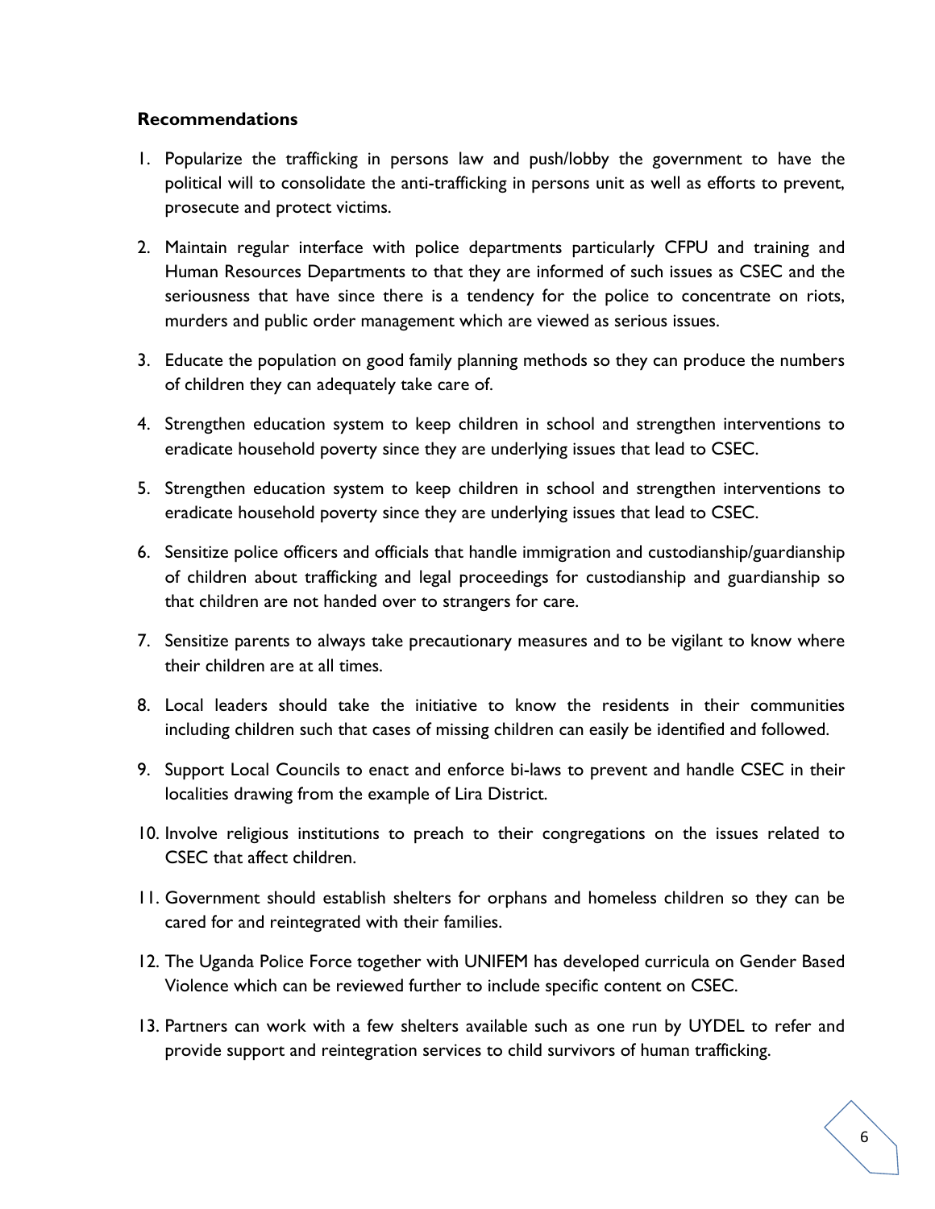**Recommendations**

1. Popularize the trafficking in persons law and push/lobby the government to have the political will to consolidate the anti-trafficking in persons unit as well as efforts to prevent, prosecute and protect victims.
2. Maintain regular interface with police departments particularly CFPU and training and Human Resources Departments to that they are informed of such issues as CSEC and the seriousness that have since there is a tendency for the police to concentrate on riots, murders and public order management which are viewed as serious issues.
3. Educate the population on good family planning methods so they can produce the numbers of children they can adequately take care of.
4. Strengthen education system to keep children in school and strengthen interventions to eradicate household poverty since they are underlying issues that lead to CSEC.
5. Strengthen education system to keep children in school and strengthen interventions to eradicate household poverty since they are underlying issues that lead to CSEC.
6. Sensitize police officers and officials that handle immigration and custodianship/guardianship of children about trafficking and legal proceedings for custodianship and guardianship so that children are not handed over to strangers for care.
7. Sensitize parents to always take precautionary measures and to be vigilant to know where their children are at all times.
8. Local leaders should take the initiative to know the residents in their communities including children such that cases of missing children can easily be identified and followed.
9. Support Local Councils to enact and enforce bi-laws to prevent and handle CSEC in their localities drawing from the example of Lira District.
10. Involve religious institutions to preach to their congregations on the issues related to CSEC that affect children.
11. Government should establish shelters for orphans and homeless children so they can be cared for and reintegrated with their families.
12. The Uganda Police Force together with UNIFEM has developed curricula on Gender Based Violence which can be reviewed further to include specific content on CSEC.
13. Partners can work with a few shelters available such as one run by UYDEL to refer and provide support and reintegration services to child survivors of human trafficking.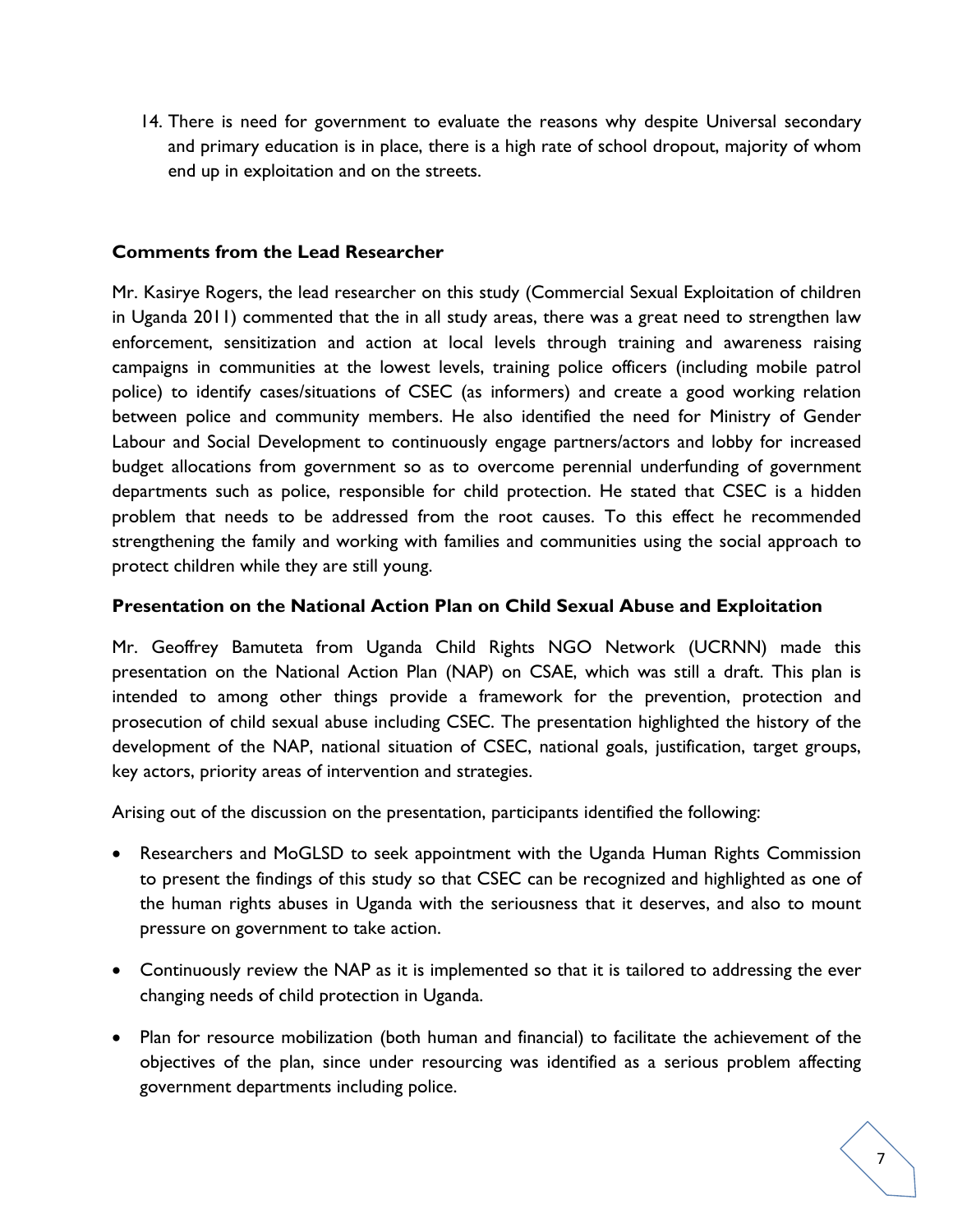14. There is need for government to evaluate the reasons why despite Universal secondary and primary education is in place, there is a high rate of school dropout, majority of whom end up in exploitation and on the streets.

### Comments from the Lead Researcher

Mr. Kasirye Rogers, the lead researcher on this study (Commercial Sexual Exploitation of children in Uganda 2011) commented that the in all study areas, there was a great need to strengthen law enforcement, sensitization and action at local levels through training and awareness raising campaigns in communities at the lowest levels, training police officers (including mobile patrol police) to identify cases/situations of CSEC (as informers) and create a good working relation between police and community members. He also identified the need for Ministry of Gender Labour and Social Development to continuously engage partners/actors and lobby for increased budget allocations from government so as to overcome perennial underfunding of government departments such as police, responsible for child protection. He stated that CSEC is a hidden problem that needs to be addressed from the root causes. To this effect he recommended strengthening the family and working with families and communities using the social approach to protect children while they are still young.

### Presentation on the National Action Plan on Child Sexual Abuse and Exploitation

Mr. Geoffrey Bamuteta from Uganda Child Rights NGO Network (UCRNN) made this presentation on the National Action Plan (NAP) on CSAE, which was still a draft. This plan is intended to among other things provide a framework for the prevention, protection and prosecution of child sexual abuse including CSEC. The presentation highlighted the history of the development of the NAP, national situation of CSEC, national goals, justification, target groups, key actors, priority areas of intervention and strategies.

Arising out of the discussion on the presentation, participants identified the following:

- Researchers and MoGLSD to seek appointment with the Uganda Human Rights Commission to present the findings of this study so that CSEC can be recognized and highlighted as one of the human rights abuses in Uganda with the seriousness that it deserves, and also to mount pressure on government to take action.
- Continuously review the NAP as it is implemented so that it is tailored to addressing the ever changing needs of child protection in Uganda.
- Plan for resource mobilization (both human and financial) to facilitate the achievement of the objectives of the plan, since under resourcing was identified as a serious problem affecting government departments including police.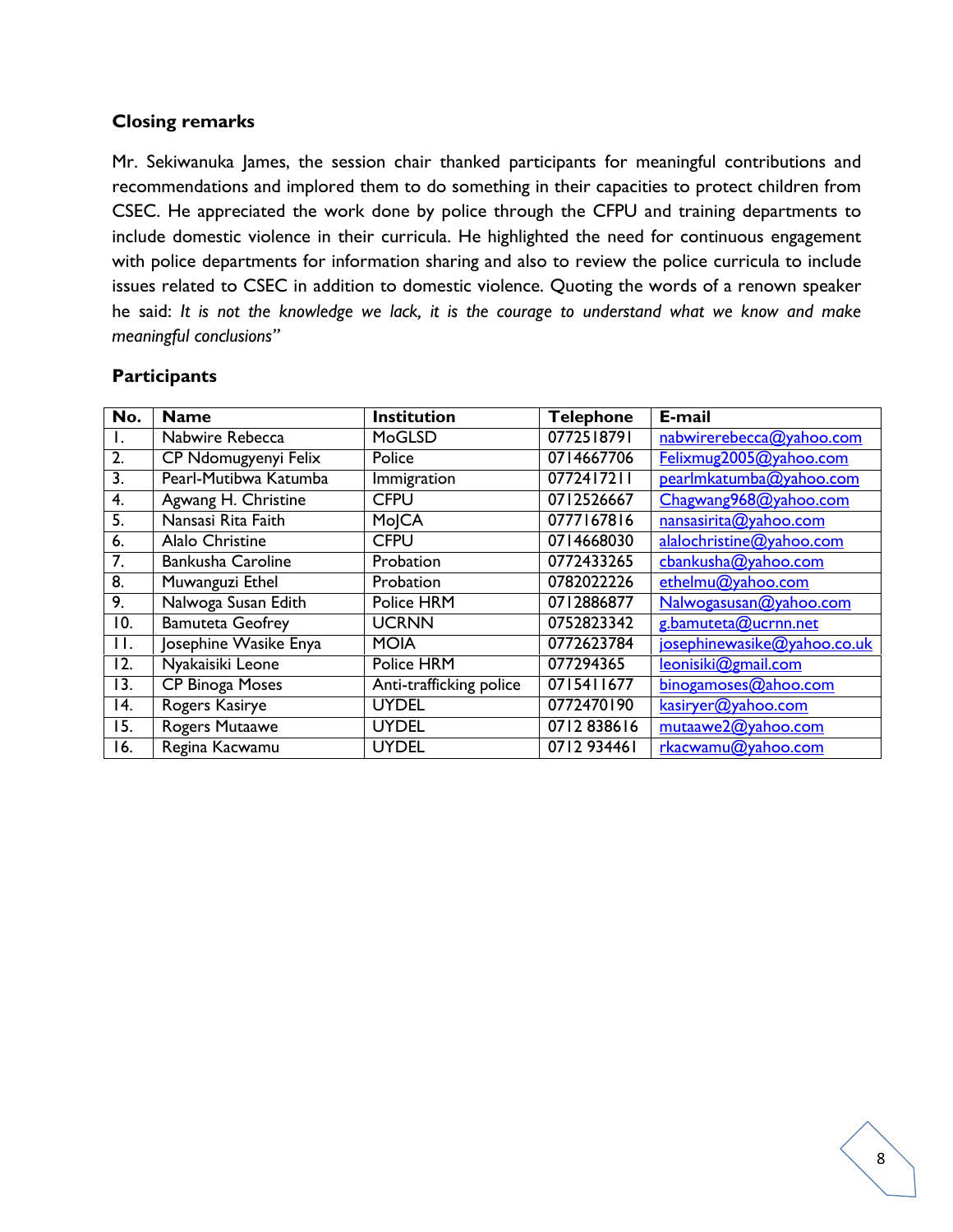## Closing remarks

Mr. Sekiwanuka James, the session chair thanked participants for meaningful contributions and recommendations and implored them to do something in their capacities to protect children from CSEC. He appreciated the work done by police through the CFPU and training departments to include domestic violence in their curricula. He highlighted the need for continuous engagement with police departments for information sharing and also to review the police curricula to include issues related to CSEC in addition to domestic violence. Quoting the words of a renown speaker he said: *It is not the knowledge we lack, it is the courage to understand what we know and make meaningful conclusions"*

## Participants

| No. | Name | Institution | Telephone | E-mail |
|---|---|---|---|---|
| 1. | Nabwire Rebecca | MoGLSD | 0772518791 | nabwirerebecca@yahoo.com |
| 2. | CP Ndomugyenyi Felix | Police | 0714667706 | Felixmug2005@yahoo.com |
| 3. | Pearl-Mutibwa Katumba | Immigration | 0772417211 | pearlmkatumba@yahoo.com |
| 4. | Agwang H. Christine | CFPU | 0712526667 | Chagwang968@yahoo.com |
| 5. | Nansasi Rita Faith | MoJCA | 0777167816 | nansasirita@yahoo.com |
| 6. | Alalo Christine | CFPU | 0714668030 | alalochristine@yahoo.com |
| 7. | Bankusha Caroline | Probation | 0772433265 | cbankusha@yahoo.com |
| 8. | Muwanguzi Ethel | Probation | 0782022226 | ethelmu@yahoo.com |
| 9. | Nalwoga Susan Edith | Police HRM | 0712886877 | Nalwogasusan@yahoo.com |
| 10. | Bamuteta Geofrey | UCRNN | 0752823342 | g.bamuteta@ucrnn.net |
| 11. | Josephine Wasike Enya | MOIA | 0772623784 | josephinewasike@yahoo.co.uk |
| 12. | Nyakaisiki Leone | Police HRM | 077294365 | leonisiki@gmail.com |
| 13. | CP Binoga Moses | Anti-trafficking police | 0715411677 | binogamoses@ahoo.com |
| 14. | Rogers Kasirye | UYDEL | 0772470190 | kasiryer@yahoo.com |
| 15. | Rogers Mutaawe | UYDEL | 0712 838616 | mutaawe2@yahoo.com |
| 16. | Regina Kacwamu | UYDEL | 0712 934461 | rkacwamu@yahoo.com |